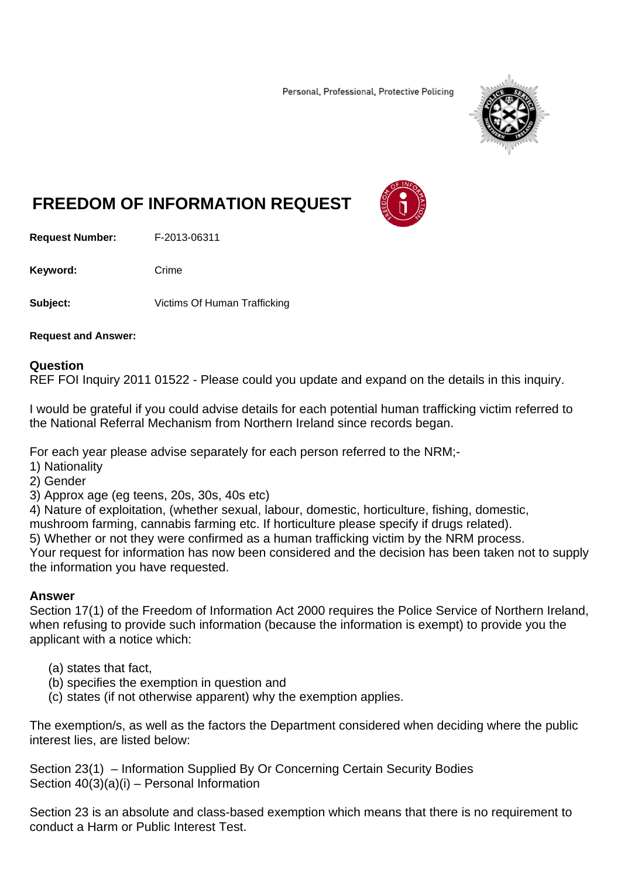Personal, Professional, Protective Policing

# FREEDOM OF INFORMATION REQUEST

**Request Number:** F-2013-06311

**Keyword:** Crime

**Subject:** Victims Of Human Trafficking

**Request and Answer:**

## Question

REF FOI Inquiry 2011 01522 - Please could you update and expand on the details in this inquiry.

I would be grateful if you could advise details for each potential human trafficking victim referred to the National Referral Mechanism from Northern Ireland since records began.

For each year please advise separately for each person referred to the NRM;-

1) Nationality
2) Gender
3) Approx age (eg teens, 20s, 30s, 40s etc)
4) Nature of exploitation, (whether sexual, labour, domestic, horticulture, fishing, domestic, mushroom farming, cannabis farming etc. If horticulture please specify if drugs related).
5) Whether or not they were confirmed as a human trafficking victim by the NRM process.

Your request for information has now been considered and the decision has been taken not to supply the information you have requested.

## Answer

Section 17(1) of the Freedom of Information Act 2000 requires the Police Service of Northern Ireland, when refusing to provide such information (because the information is exempt) to provide you the applicant with a notice which:

(a) states that fact,
(b) specifies the exemption in question and
(c) states (if not otherwise apparent) why the exemption applies.

The exemption/s, as well as the factors the Department considered when deciding where the public interest lies, are listed below:

Section 23(1) – Information Supplied By Or Concerning Certain Security Bodies
Section 40(3)(a)(i) – Personal Information

Section 23 is an absolute and class-based exemption which means that there is no requirement to conduct a Harm or Public Interest Test.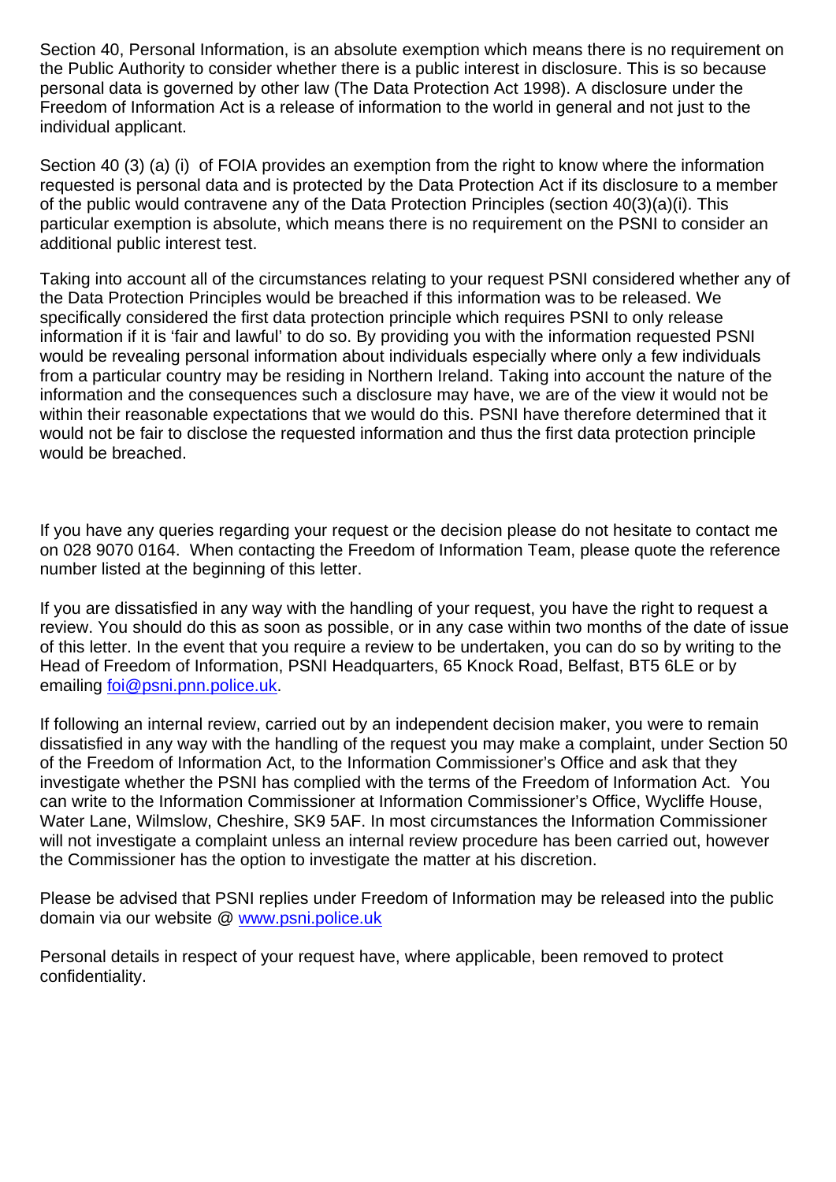Section 40, Personal Information, is an absolute exemption which means there is no requirement on the Public Authority to consider whether there is a public interest in disclosure. This is so because personal data is governed by other law (The Data Protection Act 1998). A disclosure under the Freedom of Information Act is a release of information to the world in general and not just to the individual applicant.

Section 40 (3) (a) (i) of FOIA provides an exemption from the right to know where the information requested is personal data and is protected by the Data Protection Act if its disclosure to a member of the public would contravene any of the Data Protection Principles (section 40(3)(a)(i). This particular exemption is absolute, which means there is no requirement on the PSNI to consider an additional public interest test.

Taking into account all of the circumstances relating to your request PSNI considered whether any of the Data Protection Principles would be breached if this information was to be released. We specifically considered the first data protection principle which requires PSNI to only release information if it is 'fair and lawful' to do so. By providing you with the information requested PSNI would be revealing personal information about individuals especially where only a few individuals from a particular country may be residing in Northern Ireland. Taking into account the nature of the information and the consequences such a disclosure may have, we are of the view it would not be within their reasonable expectations that we would do this. PSNI have therefore determined that it would not be fair to disclose the requested information and thus the first data protection principle would be breached.

If you have any queries regarding your request or the decision please do not hesitate to contact me on 028 9070 0164. When contacting the Freedom of Information Team, please quote the reference number listed at the beginning of this letter.

If you are dissatisfied in any way with the handling of your request, you have the right to request a review. You should do this as soon as possible, or in any case within two months of the date of issue of this letter. In the event that you require a review to be undertaken, you can do so by writing to the Head of Freedom of Information, PSNI Headquarters, 65 Knock Road, Belfast, BT5 6LE or by emailing [foi@psni.pnn.police.uk](mailto:foi@psni.pnn.police.uk).

If following an internal review, carried out by an independent decision maker, you were to remain dissatisfied in any way with the handling of the request you may make a complaint, under Section 50 of the Freedom of Information Act, to the Information Commissioner's Office and ask that they investigate whether the PSNI has complied with the terms of the Freedom of Information Act. You can write to the Information Commissioner at Information Commissioner's Office, Wycliffe House, Water Lane, Wilmslow, Cheshire, SK9 5AF. In most circumstances the Information Commissioner will not investigate a complaint unless an internal review procedure has been carried out, however the Commissioner has the option to investigate the matter at his discretion.

Please be advised that PSNI replies under Freedom of Information may be released into the public domain via our website @ [www.psni.police.uk](http://www.psni.police.uk)

Personal details in respect of your request have, where applicable, been removed to protect confidentiality.